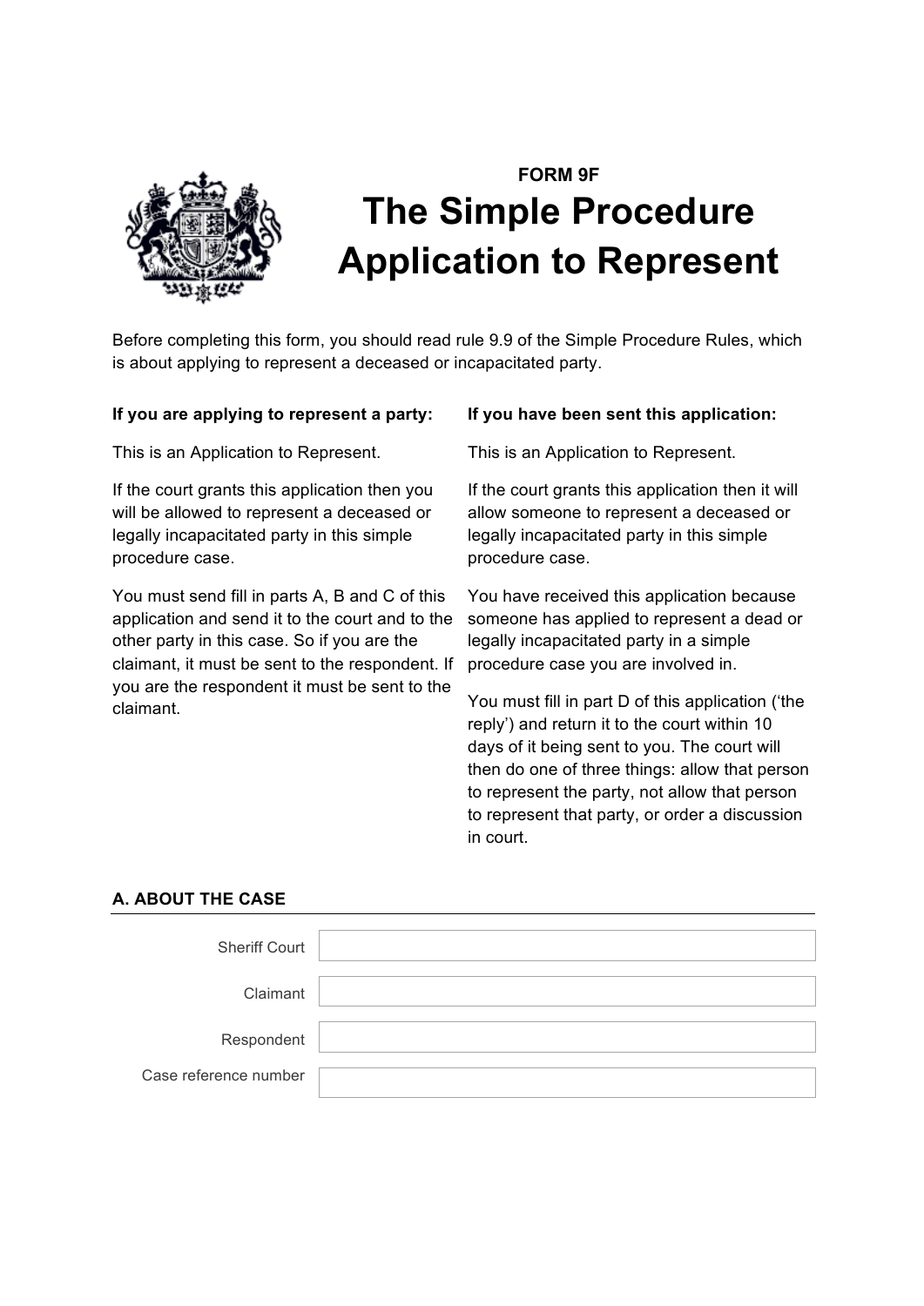**FORM 9F**

# The Simple Procedure Application to Represent

Before completing this form, you should read rule 9.9 of the Simple Procedure Rules, which is about applying to represent a deceased or incapacitated party.

**If you are applying to represent a party:**

This is an Application to Represent.

If the court grants this application then you will be allowed to represent a deceased or legally incapacitated party in this simple procedure case.

You must send fill in parts A, B and C of this application and send it to the court and to the other party in this case. So if you are the claimant, it must be sent to the respondent. If you are the respondent it must be sent to the claimant.

**If you have been sent this application:**

This is an Application to Represent.

If the court grants this application then it will allow someone to represent a deceased or legally incapacitated party in this simple procedure case.

You have received this application because someone has applied to represent a dead or legally incapacitated party in a simple procedure case you are involved in.

You must fill in part D of this application ('the reply') and return it to the court within 10 days of it being sent to you. The court will then do one of three things: allow that person to represent the party, not allow that person to represent that party, or order a discussion in court.

## A. ABOUT THE CASE

| | |
|---|---|
| Sheriff Court | |
| Claimant | |
| Respondent | |
| Case reference number | |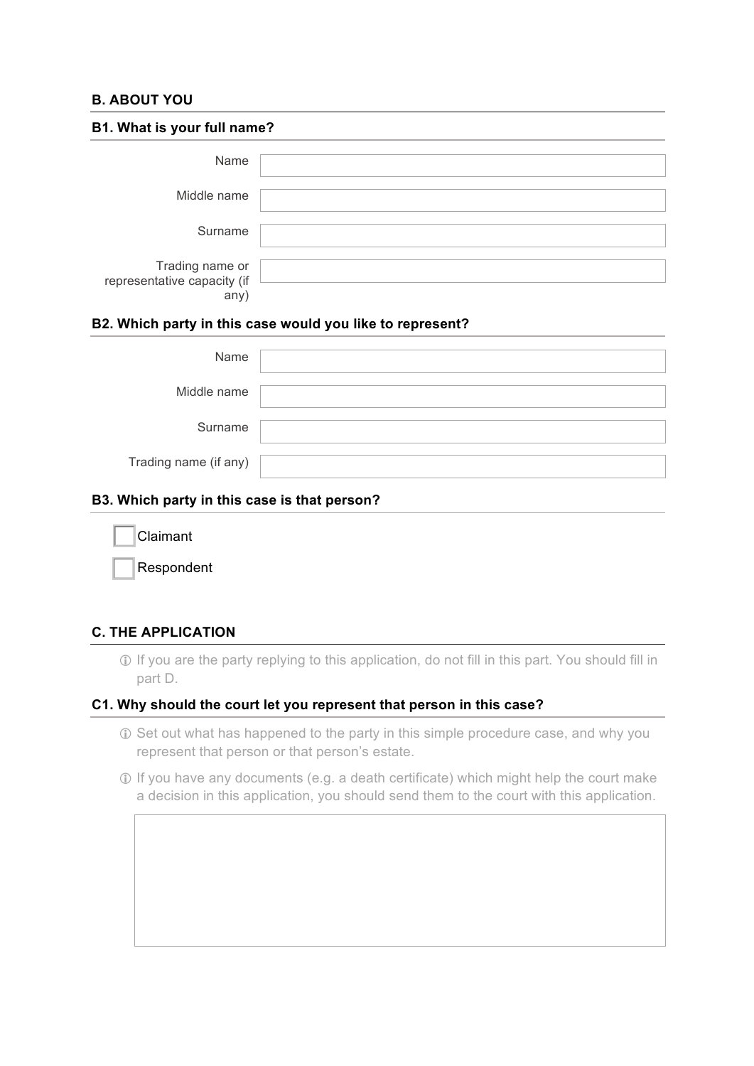## B. ABOUT YOU

### B1. What is your full name?

Name

Middle name

Surname

Trading name or representative capacity (if any)

### B2. Which party in this case would you like to represent?

Name

Middle name

Surname

Trading name (if any)

### B3. Which party in this case is that person?

- [ ] Claimant
- [ ] Respondent

## C. THE APPLICATION

ⓘ If you are the party replying to this application, do not fill in this part. You should fill in part D.

### C1. Why should the court let you represent that person in this case?

ⓘ Set out what has happened to the party in this simple procedure case, and why you represent that person or that person's estate.

ⓘ If you have any documents (e.g. a death certificate) which might help the court make a decision in this application, you should send them to the court with this application.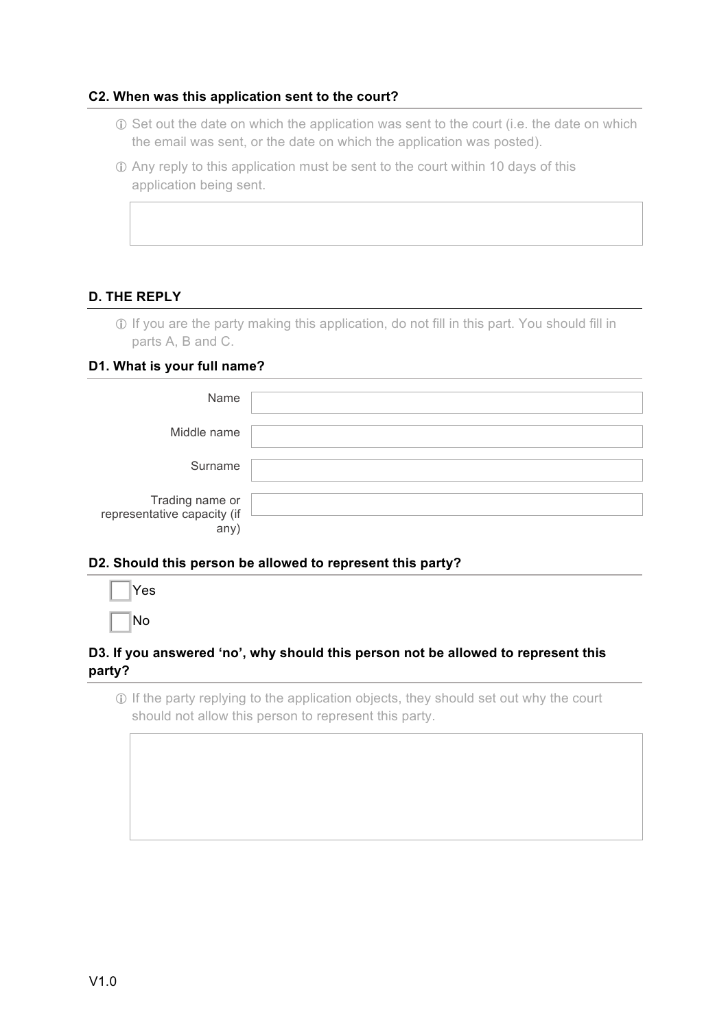### C2. When was this application sent to the court?

ⓘ Set out the date on which the application was sent to the court (i.e. the date on which the email was sent, or the date on which the application was posted).

ⓘ Any reply to this application must be sent to the court within 10 days of this application being sent.

## D. THE REPLY

ⓘ If you are the party making this application, do not fill in this part. You should fill in parts A, B and C.

### D1. What is your full name?

Name

Middle name

Surname

Trading name or representative capacity (if any)

### D2. Should this person be allowed to represent this party?

☐ Yes

☐ No

### D3. If you answered 'no', why should this person not be allowed to represent this party?

ⓘ If the party replying to the application objects, they should set out why the court should not allow this person to represent this party.

V1.0